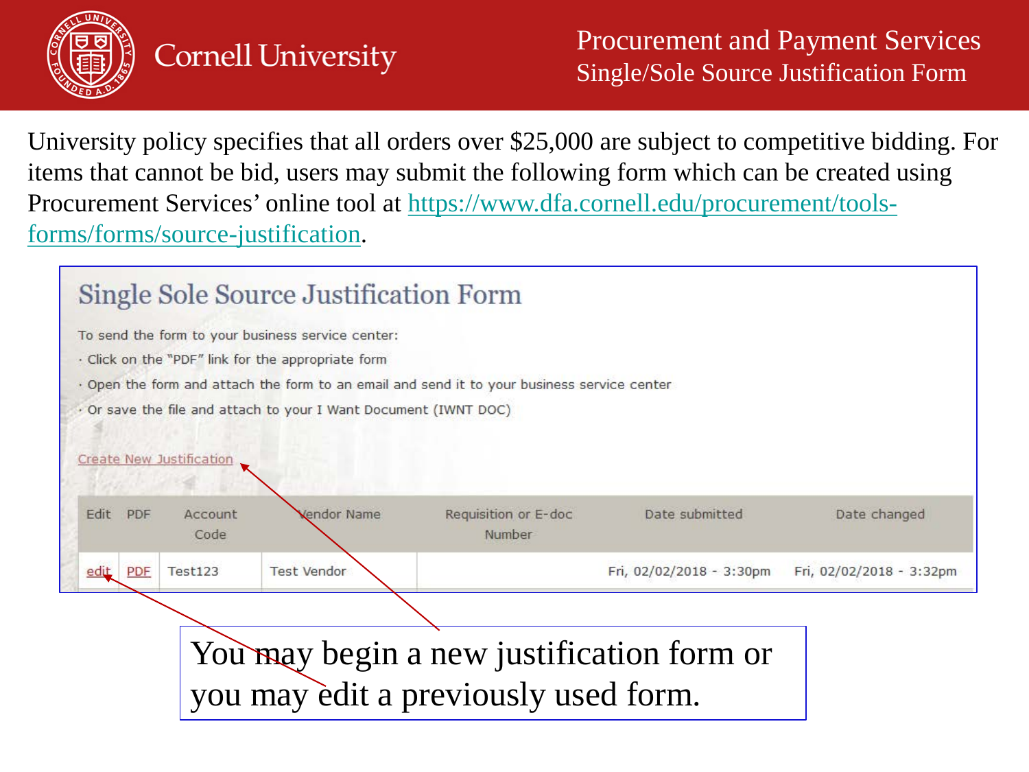# Cornell University

## Procurement and Payment Services
## Single/Sole Source Justification Form

University policy specifies that all orders over $25,000 are subject to competitive bidding. For items that cannot be bid, users may submit the following form which can be created using Procurement Services' online tool at https://www.dfa.cornell.edu/procurement/tools-forms/forms/source-justification.

### Single Sole Source Justification Form

To send the form to your business service center:

- Click on the "PDF" link for the appropriate form
- Open the form and attach the form to an email and send it to your business service center
- Or save the file and attach to your I Want Document (IWNT DOC)

Create New Justification

| Edit | PDF | Account Code | Vendor Name | Requisition or E-doc Number | Date submitted | Date changed |
|---|---|---|---|---|---|---|
| edit | PDF | Test123 | Test Vendor | | Fri, 02/02/2018 - 3:30pm | Fri, 02/02/2018 - 3:32pm |

You may begin a new justification form or you may edit a previously used form.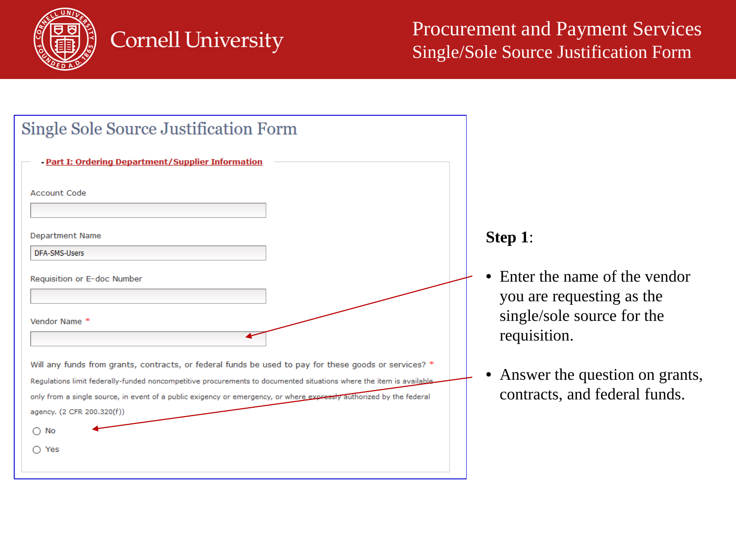# Single Sole Source Justification Form

**Part I: Ordering Department/Supplier Information**

Account Code

Department Name

DFA-SMS-Users

Requisition or E-doc Number

Vendor Name *

Will any funds from grants, contracts, or federal funds be used to pay for these goods or services? *

Regulations limit federally-funded noncompetitive procurements to documented situations where the item is available only from a single source, in event of a public exigency or emergency, or where expressly authorized by the federal agency. (2 CFR 200.320(f))

- No
- Yes

**Step 1**:

- Enter the name of the vendor you are requesting as the single/sole source for the requisition.
- Answer the question on grants, contracts, and federal funds.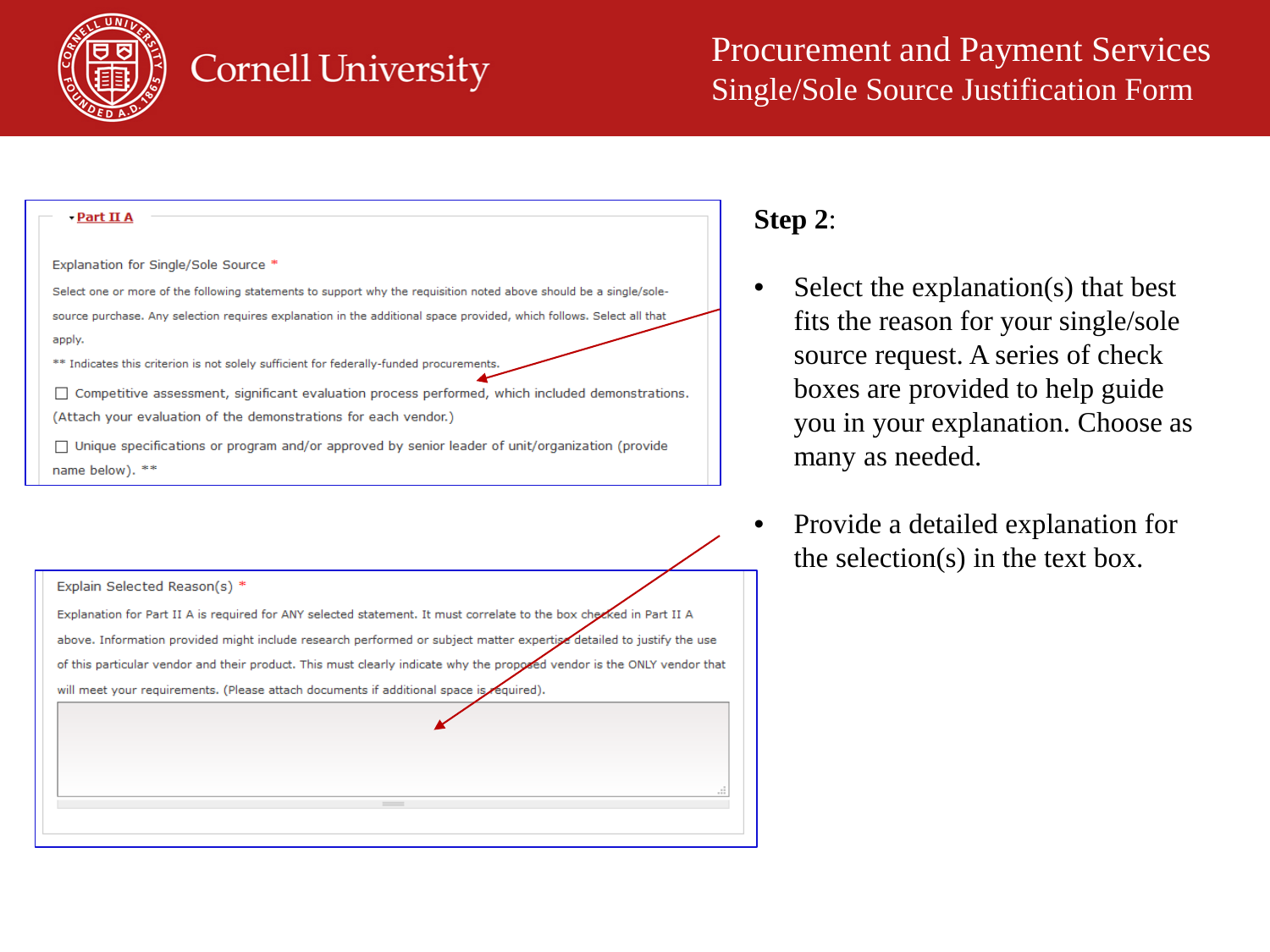# Step 2:

- Select the explanation(s) that best fits the reason for your single/sole source request. A series of check boxes are provided to help guide you in your explanation. Choose as many as needed.

- Provide a detailed explanation for the selection(s) in the text box.

**Part II A**

Explanation for Single/Sole Source *

Select one or more of the following statements to support why the requisition noted above should be a single/sole-source purchase. Any selection requires explanation in the additional space provided, which follows. Select all that apply.

** Indicates this criterion is not solely sufficient for federally-funded procurements.

☐ Competitive assessment, significant evaluation process performed, which included demonstrations. (Attach your evaluation of the demonstrations for each vendor.)

☐ Unique specifications or program and/or approved by senior leader of unit/organization (provide name below). **

Explain Selected Reason(s) *

Explanation for Part II A is required for ANY selected statement. It must correlate to the box checked in Part II A above. Information provided might include research performed or subject matter expertise detailed to justify the use of this particular vendor and their product. This must clearly indicate why the proposed vendor is the ONLY vendor that will meet your requirements. (Please attach documents if additional space is required).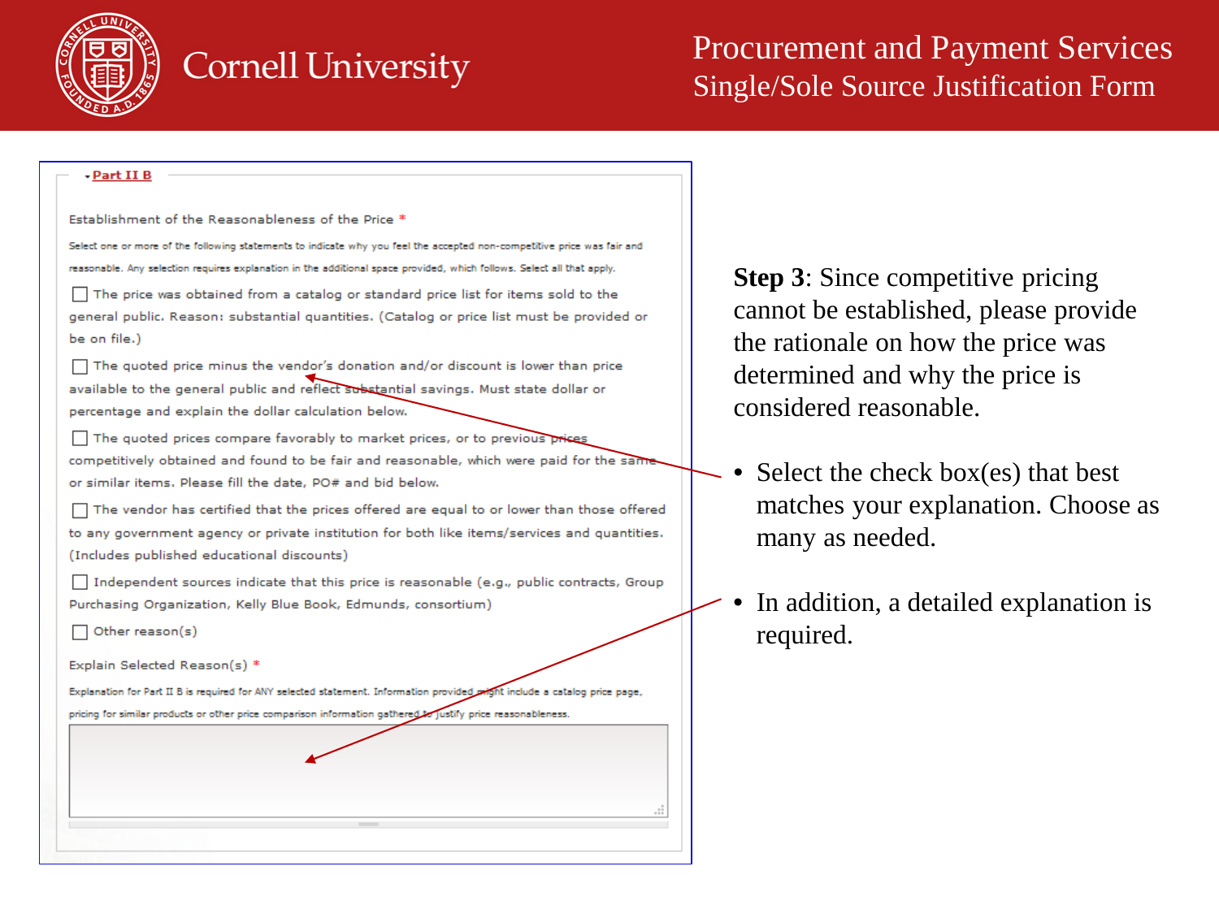# Procurement and Payment Services
## Single/Sole Source Justification Form

Part II B

Establishment of the Reasonableness of the Price *

Select one or more of the following statements to indicate why you feel the accepted non-competitive price was fair and reasonable. Any selection requires explanation in the additional space provided, which follows. Select all that apply.

- [ ] The price was obtained from a catalog or standard price list for items sold to the general public. Reason: substantial quantities. (Catalog or price list must be provided or be on file.)
- [ ] The quoted price minus the vendor's donation and/or discount is lower than price available to the general public and reflect substantial savings. Must state dollar or percentage and explain the dollar calculation below.
- [ ] The quoted prices compare favorably to market prices, or to previous prices competitively obtained and found to be fair and reasonable, which were paid for the same or similar items. Please fill the date, PO# and bid below.
- [ ] The vendor has certified that the prices offered are equal to or lower than those offered to any government agency or private institution for both like items/services and quantities. (Includes published educational discounts)
- [ ] Independent sources indicate that this price is reasonable (e.g., public contracts, Group Purchasing Organization, Kelly Blue Book, Edmunds, consortium)
- [ ] Other reason(s)

Explain Selected Reason(s) *

Explanation for Part II B is required for ANY selected statement. Information provided might include a catalog price page, pricing for similar products or other price comparison information gathered to justify price reasonableness.

**Step 3**: Since competitive pricing cannot be established, please provide the rationale on how the price was determined and why the price is considered reasonable.

- Select the check box(es) that best matches your explanation. Choose as many as needed.
- In addition, a detailed explanation is required.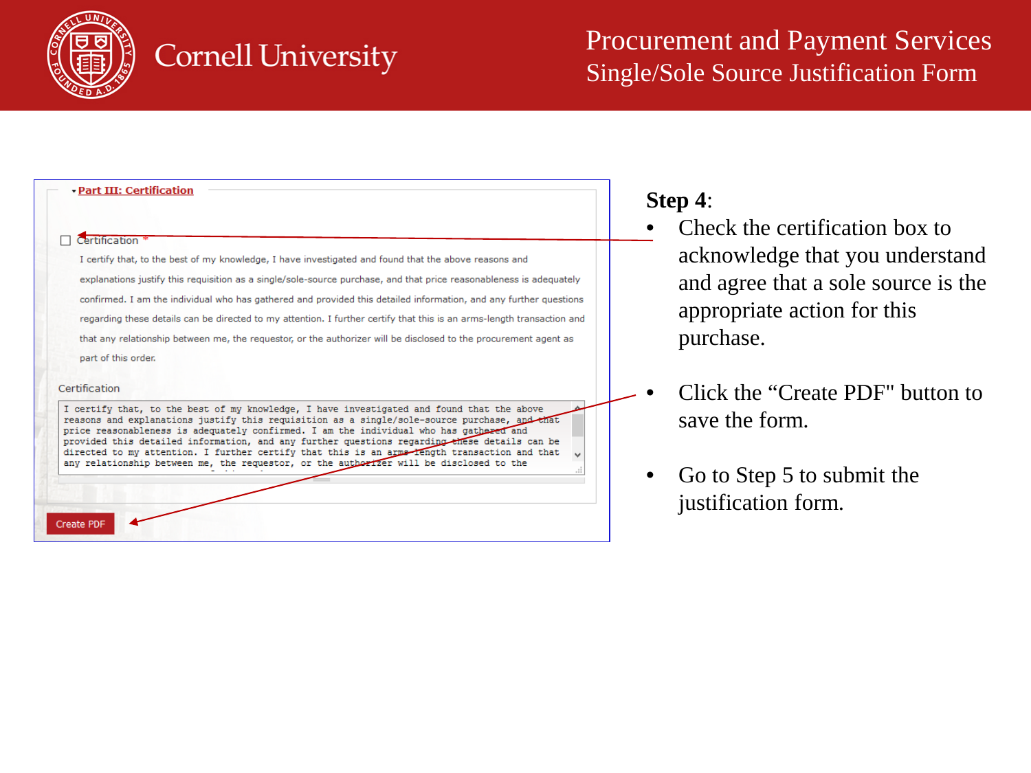Cornell University

Procurement and Payment Services
Single/Sole Source Justification Form

**Part III: Certification**

☐ Certification *

I certify that, to the best of my knowledge, I have investigated and found that the above reasons and explanations justify this requisition as a single/sole-source purchase, and that price reasonableness is adequately confirmed. I am the individual who has gathered and provided this detailed information, and any further questions regarding these details can be directed to my attention. I further certify that this is an arms-length transaction and that any relationship between me, the requestor, or the authorizer will be disclosed to the procurement agent as part of this order.

Certification

```
I certify that, to the best of my knowledge, I have investigated and found that the above
reasons and explanations justify this requisition as a single/sole-source purchase, and that
price reasonableness is adequately confirmed. I am the individual who has gathered and
provided this detailed information, and any further questions regarding these details can be
directed to my attention. I further certify that this is an arms-length transaction and that
any relationship between me, the requestor, or the authorizer will be disclosed to the
```

Create PDF

**Step 4**:

- Check the certification box to acknowledge that you understand and agree that a sole source is the appropriate action for this purchase.
- Click the "Create PDF" button to save the form.
- Go to Step 5 to submit the justification form.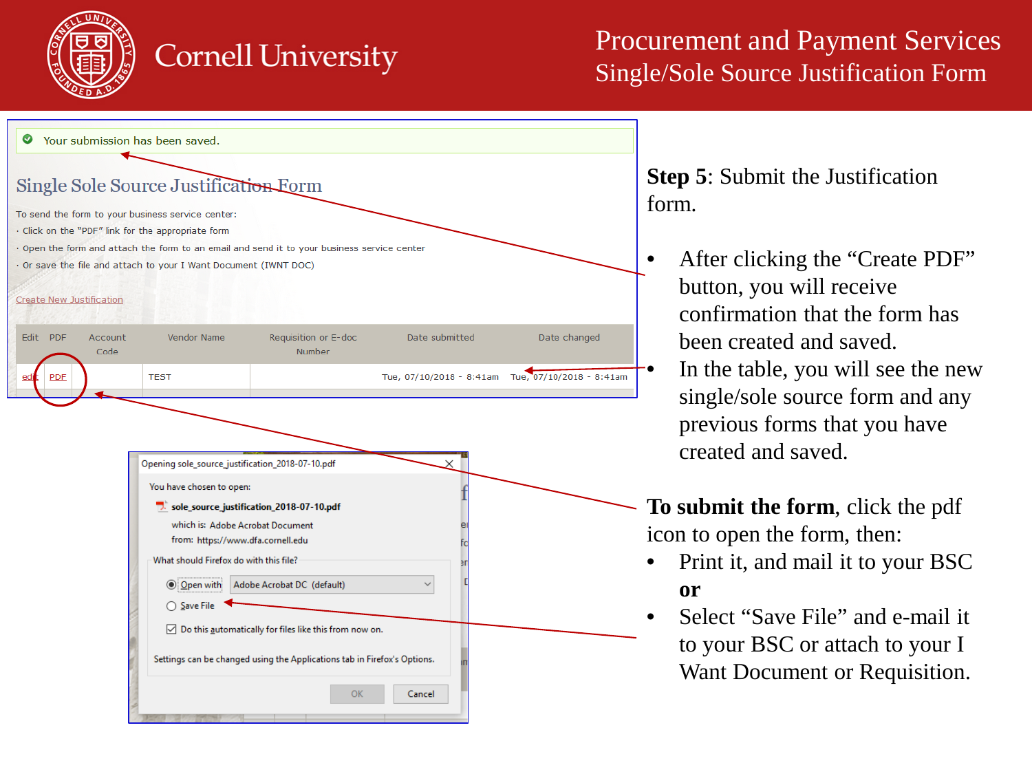Cornell University

# Procurement and Payment Services
## Single/Sole Source Justification Form

Your submission has been saved.

### Single Sole Source Justification Form

To send the form to your business service center:

- Click on the "PDF" link for the appropriate form
- Open the form and attach the form to an email and send it to your business service center
- Or save the file and attach to your I Want Document (IWNT DOC)

Create New Justification

| Edit | PDF | Account Code | Vendor Name | Requisition or E-doc Number | Date submitted | Date changed |
|---|---|---|---|---|---|---|
| edit | PDF | | TEST | | Tue, 07/10/2018 - 8:41am | Tue, 07/10/2018 - 8:41am |

Opening sole_source_justification_2018-07-10.pdf

You have chosen to open:

sole_source_justification_2018-07-10.pdf

which is: Adobe Acrobat Document

from: https://www.dfa.cornell.edu

What should Firefox do with this file?

- Open with Adobe Acrobat DC (default)
- Save File

Do this automatically for files like this from now on.

Settings can be changed using the Applications tab in Firefox's Options.

OK Cancel

**Step 5**: Submit the Justification form.

- After clicking the "Create PDF" button, you will receive confirmation that the form has been created and saved.
- In the table, you will see the new single/sole source form and any previous forms that you have created and saved.

**To submit the form**, click the pdf icon to open the form, then:

- Print it, and mail it to your BSC **or**
- Select "Save File" and e-mail it to your BSC or attach to your I Want Document or Requisition.